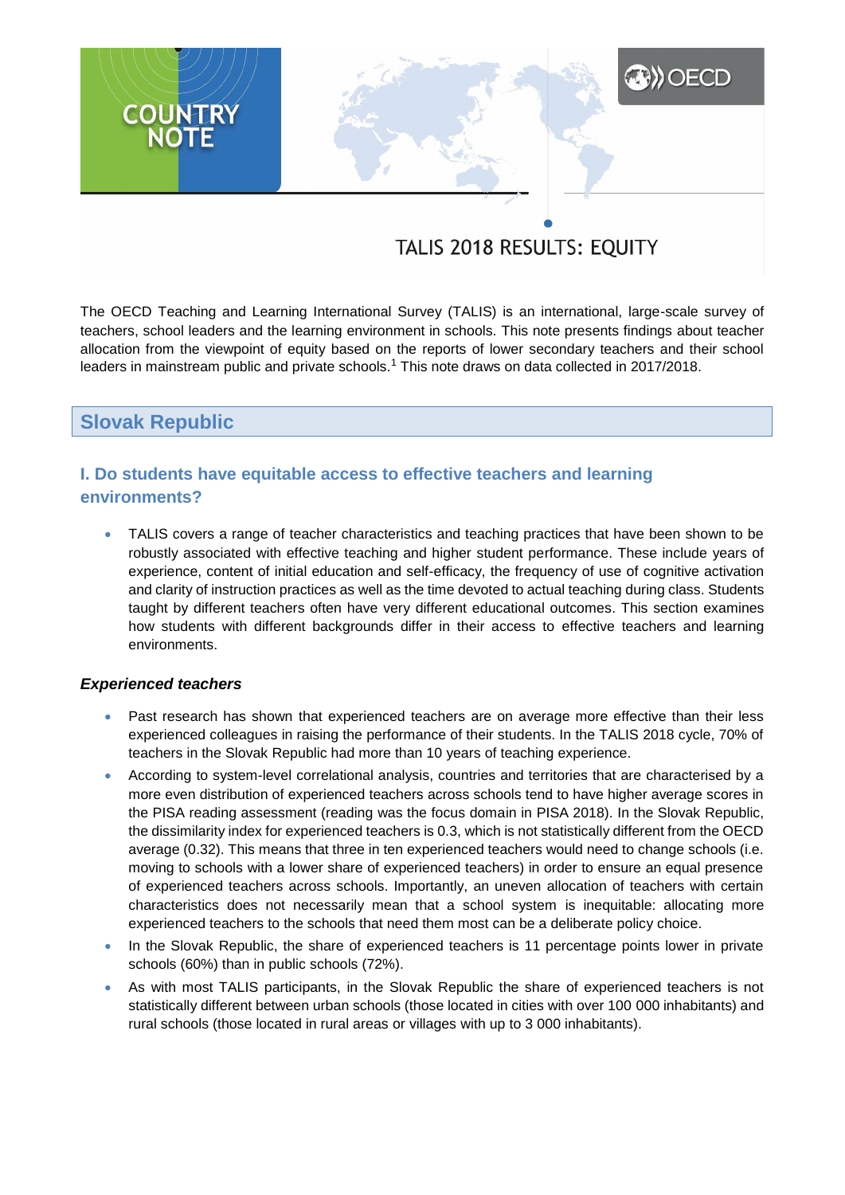COUNTRY NOTE

OECD

# TALIS 2018 RESULTS: EQUITY

The OECD Teaching and Learning International Survey (TALIS) is an international, large-scale survey of teachers, school leaders and the learning environment in schools. This note presents findings about teacher allocation from the viewpoint of equity based on the reports of lower secondary teachers and their school leaders in mainstream public and private schools.[1] This note draws on data collected in 2017/2018.

## Slovak Republic

### I. Do students have equitable access to effective teachers and learning environments?

- TALIS covers a range of teacher characteristics and teaching practices that have been shown to be robustly associated with effective teaching and higher student performance. These include years of experience, content of initial education and self-efficacy, the frequency of use of cognitive activation and clarity of instruction practices as well as the time devoted to actual teaching during class. Students taught by different teachers often have very different educational outcomes. This section examines how students with different backgrounds differ in their access to effective teachers and learning environments.

#### *Experienced teachers*

- Past research has shown that experienced teachers are on average more effective than their less experienced colleagues in raising the performance of their students. In the TALIS 2018 cycle, 70% of teachers in the Slovak Republic had more than 10 years of teaching experience.
- According to system-level correlational analysis, countries and territories that are characterised by a more even distribution of experienced teachers across schools tend to have higher average scores in the PISA reading assessment (reading was the focus domain in PISA 2018). In the Slovak Republic, the dissimilarity index for experienced teachers is 0.3, which is not statistically different from the OECD average (0.32). This means that three in ten experienced teachers would need to change schools (i.e. moving to schools with a lower share of experienced teachers) in order to ensure an equal presence of experienced teachers across schools. Importantly, an uneven allocation of teachers with certain characteristics does not necessarily mean that a school system is inequitable: allocating more experienced teachers to the schools that need them most can be a deliberate policy choice.
- In the Slovak Republic, the share of experienced teachers is 11 percentage points lower in private schools (60%) than in public schools (72%).
- As with most TALIS participants, in the Slovak Republic the share of experienced teachers is not statistically different between urban schools (those located in cities with over 100 000 inhabitants) and rural schools (those located in rural areas or villages with up to 3 000 inhabitants).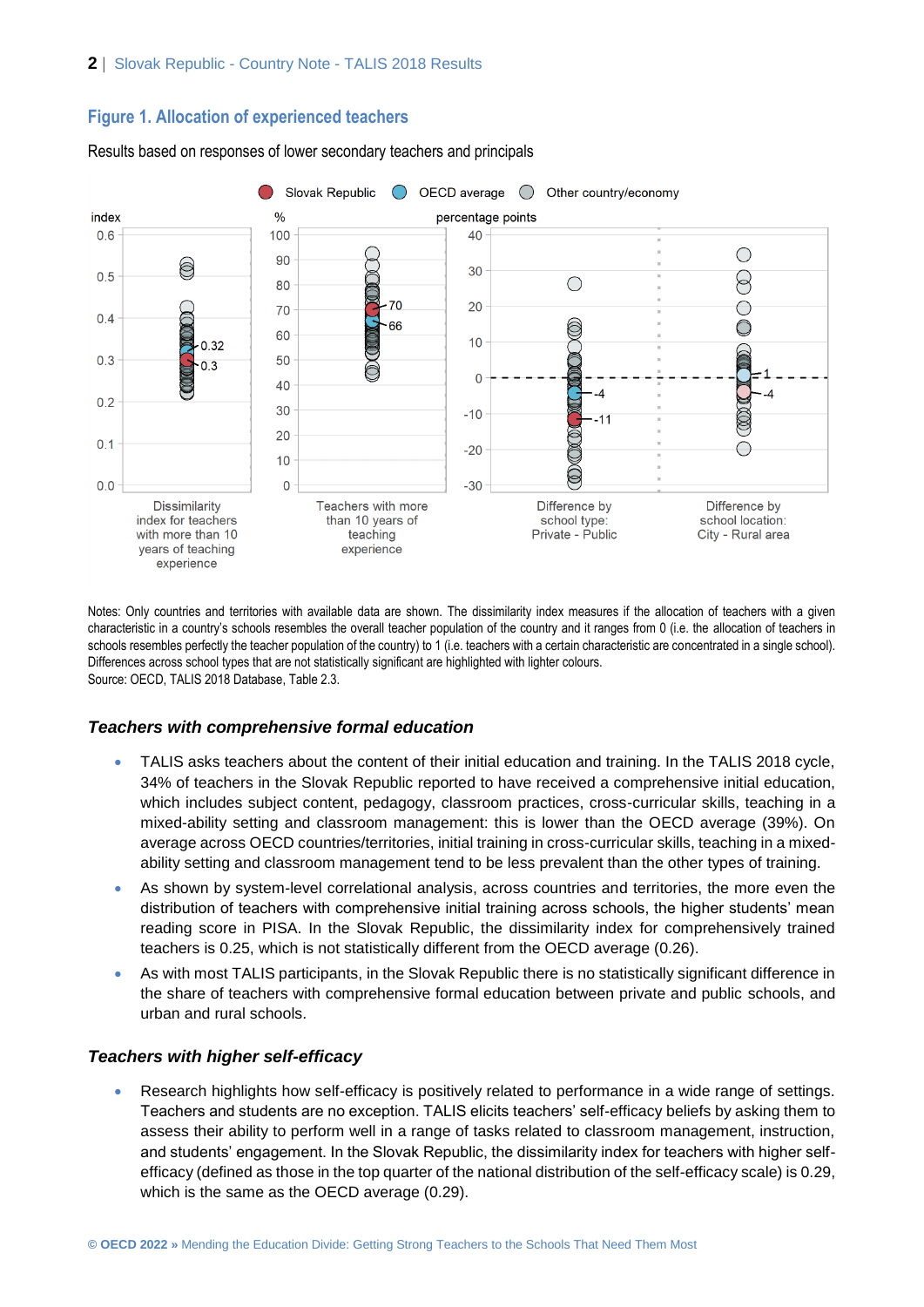## Figure 1. Allocation of experienced teachers

Results based on responses of lower secondary teachers and principals

Slovak Republic | OECD average | Other country/economy

Dissimilarity index for teachers with more than 10 years of teaching experience: 0.32 (OECD average), 0.3 (Slovak Republic)

Teachers with more than 10 years of teaching experience (%): 70 (Slovak Republic), 66 (OECD average)

Difference by school type: Private - Public (percentage points): -4 (OECD average), -11 (Slovak Republic)

Difference by school location: City - Rural area (percentage points): 1 (OECD average), -4 (Slovak Republic)

Notes: Only countries and territories with available data are shown. The dissimilarity index measures if the allocation of teachers with a given characteristic in a country's schools resembles the overall teacher population of the country and it ranges from 0 (i.e. the allocation of teachers in schools resembles perfectly the teacher population of the country) to 1 (i.e. teachers with a certain characteristic are concentrated in a single school). Differences across school types that are not statistically significant are highlighted with lighter colours.
Source: OECD, TALIS 2018 Database, Table 2.3.

### *Teachers with comprehensive formal education*

- TALIS asks teachers about the content of their initial education and training. In the TALIS 2018 cycle, 34% of teachers in the Slovak Republic reported to have received a comprehensive initial education, which includes subject content, pedagogy, classroom practices, cross-curricular skills, teaching in a mixed-ability setting and classroom management: this is lower than the OECD average (39%). On average across OECD countries/territories, initial training in cross-curricular skills, teaching in a mixed-ability setting and classroom management tend to be less prevalent than the other types of training.
- As shown by system-level correlational analysis, across countries and territories, the more even the distribution of teachers with comprehensive initial training across schools, the higher students' mean reading score in PISA. In the Slovak Republic, the dissimilarity index for comprehensively trained teachers is 0.25, which is not statistically different from the OECD average (0.26).
- As with most TALIS participants, in the Slovak Republic there is no statistically significant difference in the share of teachers with comprehensive formal education between private and public schools, and urban and rural schools.

### *Teachers with higher self-efficacy*

- Research highlights how self-efficacy is positively related to performance in a wide range of settings. Teachers and students are no exception. TALIS elicits teachers' self-efficacy beliefs by asking them to assess their ability to perform well in a range of tasks related to classroom management, instruction, and students' engagement. In the Slovak Republic, the dissimilarity index for teachers with higher self-efficacy (defined as those in the top quarter of the national distribution of the self-efficacy scale) is 0.29, which is the same as the OECD average (0.29).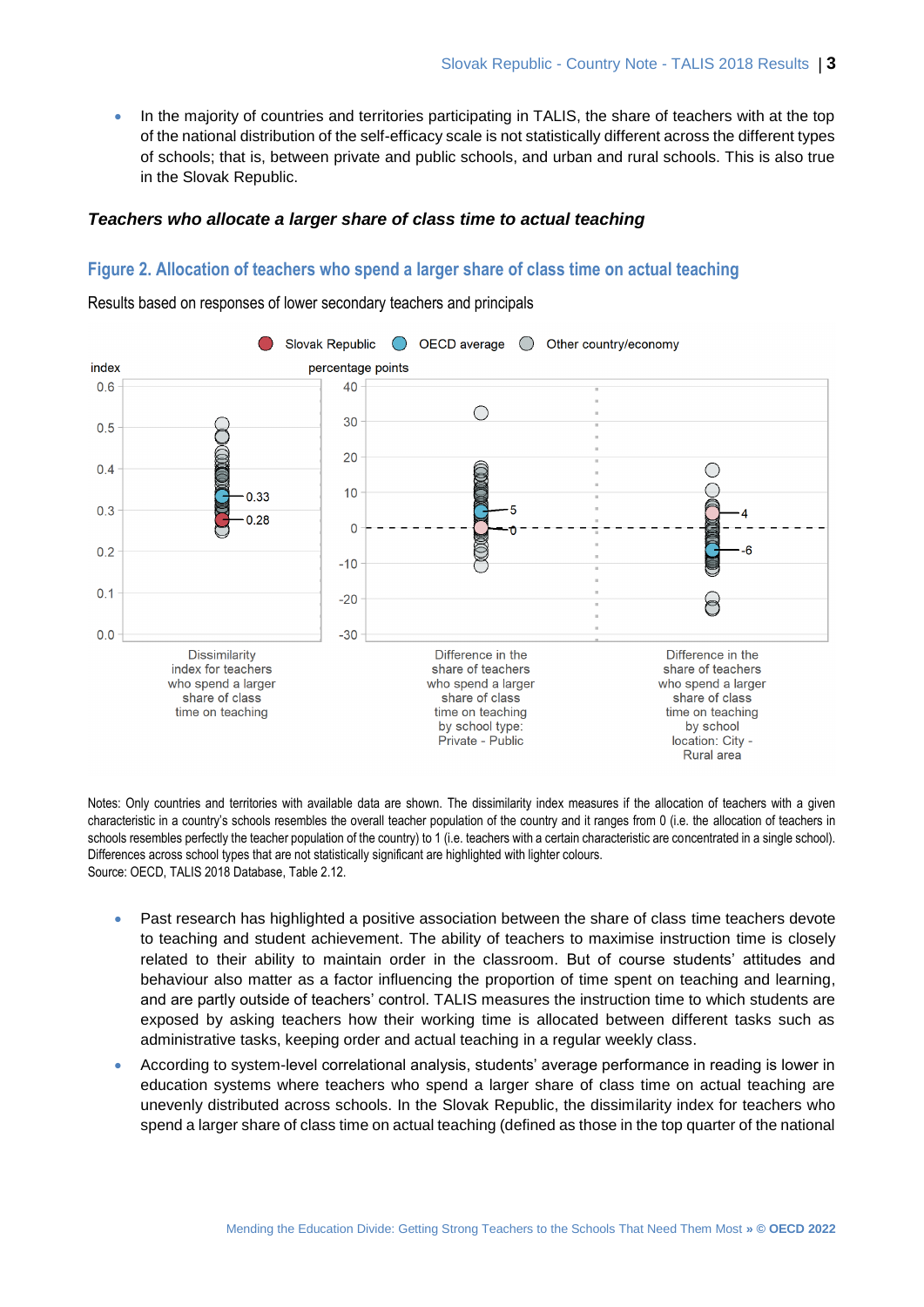- In the majority of countries and territories participating in TALIS, the share of teachers with at the top of the national distribution of the self-efficacy scale is not statistically different across the different types of schools; that is, between private and public schools, and urban and rural schools. This is also true in the Slovak Republic.

### *Teachers who allocate a larger share of class time to actual teaching*

## Figure 2. Allocation of teachers who spend a larger share of class time on actual teaching

Results based on responses of lower secondary teachers and principals

Notes: Only countries and territories with available data are shown. The dissimilarity index measures if the allocation of teachers with a given characteristic in a country's schools resembles the overall teacher population of the country and it ranges from 0 (i.e. the allocation of teachers in schools resembles perfectly the teacher population of the country) to 1 (i.e. teachers with a certain characteristic are concentrated in a single school). Differences across school types that are not statistically significant are highlighted with lighter colours.
Source: OECD, TALIS 2018 Database, Table 2.12.

- Past research has highlighted a positive association between the share of class time teachers devote to teaching and student achievement. The ability of teachers to maximise instruction time is closely related to their ability to maintain order in the classroom. But of course students' attitudes and behaviour also matter as a factor influencing the proportion of time spent on teaching and learning, and are partly outside of teachers' control. TALIS measures the instruction time to which students are exposed by asking teachers how their working time is allocated between different tasks such as administrative tasks, keeping order and actual teaching in a regular weekly class.
- According to system-level correlational analysis, students' average performance in reading is lower in education systems where teachers who spend a larger share of class time on actual teaching are unevenly distributed across schools. In the Slovak Republic, the dissimilarity index for teachers who spend a larger share of class time on actual teaching (defined as those in the top quarter of the national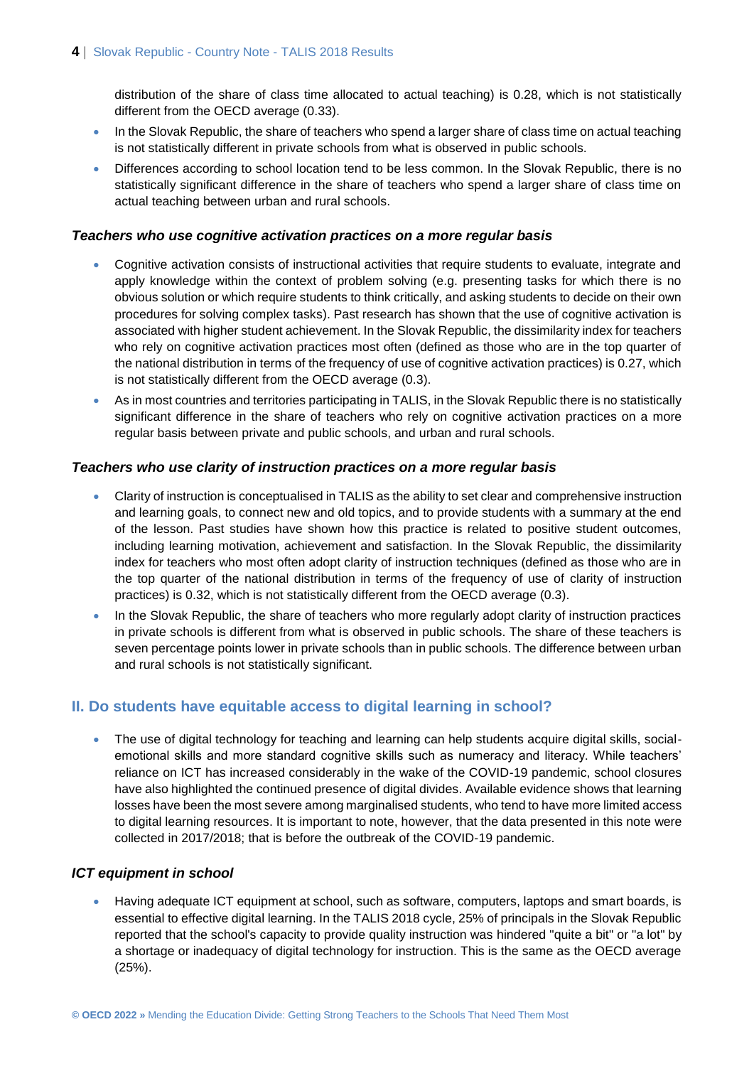distribution of the share of class time allocated to actual teaching) is 0.28, which is not statistically different from the OECD average (0.33).

- In the Slovak Republic, the share of teachers who spend a larger share of class time on actual teaching is not statistically different in private schools from what is observed in public schools.
- Differences according to school location tend to be less common. In the Slovak Republic, there is no statistically significant difference in the share of teachers who spend a larger share of class time on actual teaching between urban and rural schools.

### *Teachers who use cognitive activation practices on a more regular basis*

- Cognitive activation consists of instructional activities that require students to evaluate, integrate and apply knowledge within the context of problem solving (e.g. presenting tasks for which there is no obvious solution or which require students to think critically, and asking students to decide on their own procedures for solving complex tasks). Past research has shown that the use of cognitive activation is associated with higher student achievement. In the Slovak Republic, the dissimilarity index for teachers who rely on cognitive activation practices most often (defined as those who are in the top quarter of the national distribution in terms of the frequency of use of cognitive activation practices) is 0.27, which is not statistically different from the OECD average (0.3).
- As in most countries and territories participating in TALIS, in the Slovak Republic there is no statistically significant difference in the share of teachers who rely on cognitive activation practices on a more regular basis between private and public schools, and urban and rural schools.

### *Teachers who use clarity of instruction practices on a more regular basis*

- Clarity of instruction is conceptualised in TALIS as the ability to set clear and comprehensive instruction and learning goals, to connect new and old topics, and to provide students with a summary at the end of the lesson. Past studies have shown how this practice is related to positive student outcomes, including learning motivation, achievement and satisfaction. In the Slovak Republic, the dissimilarity index for teachers who most often adopt clarity of instruction techniques (defined as those who are in the top quarter of the national distribution in terms of the frequency of use of clarity of instruction practices) is 0.32, which is not statistically different from the OECD average (0.3).
- In the Slovak Republic, the share of teachers who more regularly adopt clarity of instruction practices in private schools is different from what is observed in public schools. The share of these teachers is seven percentage points lower in private schools than in public schools. The difference between urban and rural schools is not statistically significant.

## II. Do students have equitable access to digital learning in school?

- The use of digital technology for teaching and learning can help students acquire digital skills, social-emotional skills and more standard cognitive skills such as numeracy and literacy. While teachers' reliance on ICT has increased considerably in the wake of the COVID-19 pandemic, school closures have also highlighted the continued presence of digital divides. Available evidence shows that learning losses have been the most severe among marginalised students, who tend to have more limited access to digital learning resources. It is important to note, however, that the data presented in this note were collected in 2017/2018; that is before the outbreak of the COVID-19 pandemic.

### *ICT equipment in school*

- Having adequate ICT equipment at school, such as software, computers, laptops and smart boards, is essential to effective digital learning. In the TALIS 2018 cycle, 25% of principals in the Slovak Republic reported that the school's capacity to provide quality instruction was hindered "quite a bit" or "a lot" by a shortage or inadequacy of digital technology for instruction. This is the same as the OECD average (25%).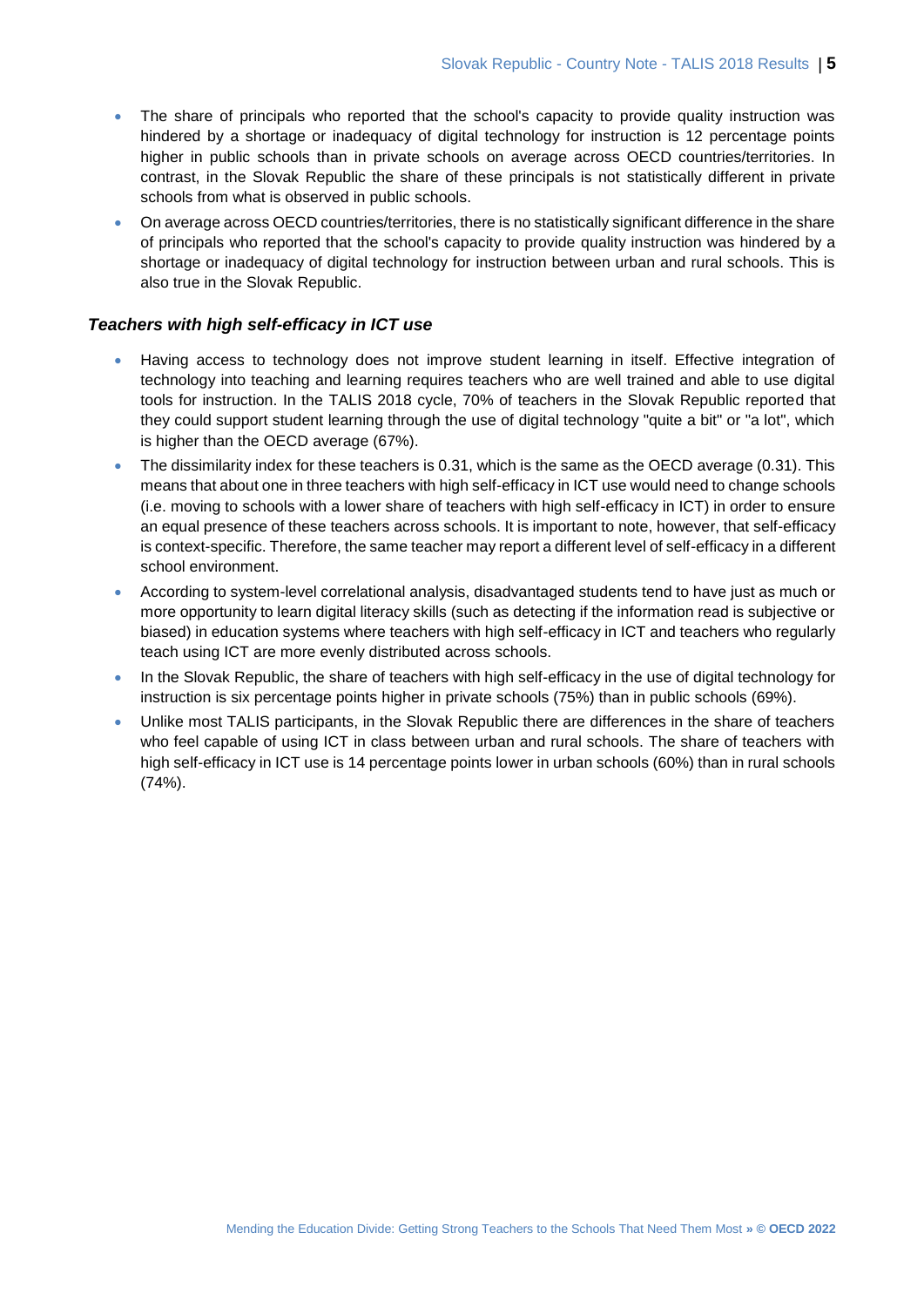- The share of principals who reported that the school's capacity to provide quality instruction was hindered by a shortage or inadequacy of digital technology for instruction is 12 percentage points higher in public schools than in private schools on average across OECD countries/territories. In contrast, in the Slovak Republic the share of these principals is not statistically different in private schools from what is observed in public schools.
- On average across OECD countries/territories, there is no statistically significant difference in the share of principals who reported that the school's capacity to provide quality instruction was hindered by a shortage or inadequacy of digital technology for instruction between urban and rural schools. This is also true in the Slovak Republic.

### *Teachers with high self-efficacy in ICT use*

- Having access to technology does not improve student learning in itself. Effective integration of technology into teaching and learning requires teachers who are well trained and able to use digital tools for instruction. In the TALIS 2018 cycle, 70% of teachers in the Slovak Republic reported that they could support student learning through the use of digital technology "quite a bit" or "a lot", which is higher than the OECD average (67%).
- The dissimilarity index for these teachers is 0.31, which is the same as the OECD average (0.31). This means that about one in three teachers with high self-efficacy in ICT use would need to change schools (i.e. moving to schools with a lower share of teachers with high self-efficacy in ICT) in order to ensure an equal presence of these teachers across schools. It is important to note, however, that self-efficacy is context-specific. Therefore, the same teacher may report a different level of self-efficacy in a different school environment.
- According to system-level correlational analysis, disadvantaged students tend to have just as much or more opportunity to learn digital literacy skills (such as detecting if the information read is subjective or biased) in education systems where teachers with high self-efficacy in ICT and teachers who regularly teach using ICT are more evenly distributed across schools.
- In the Slovak Republic, the share of teachers with high self-efficacy in the use of digital technology for instruction is six percentage points higher in private schools (75%) than in public schools (69%).
- Unlike most TALIS participants, in the Slovak Republic there are differences in the share of teachers who feel capable of using ICT in class between urban and rural schools. The share of teachers with high self-efficacy in ICT use is 14 percentage points lower in urban schools (60%) than in rural schools (74%).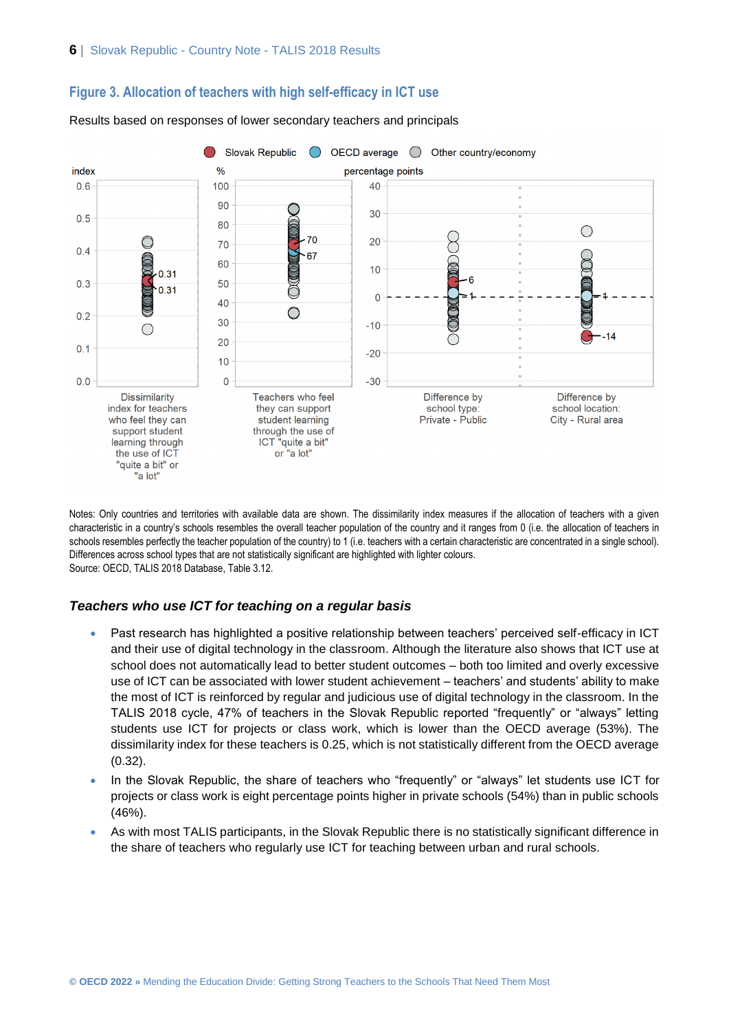## Figure 3. Allocation of teachers with high self-efficacy in ICT use

Results based on responses of lower secondary teachers and principals

Notes: Only countries and territories with available data are shown. The dissimilarity index measures if the allocation of teachers with a given characteristic in a country's schools resembles the overall teacher population of the country and it ranges from 0 (i.e. the allocation of teachers in schools resembles perfectly the teacher population of the country) to 1 (i.e. teachers with a certain characteristic are concentrated in a single school). Differences across school types that are not statistically significant are highlighted with lighter colours.
Source: OECD, TALIS 2018 Database, Table 3.12.

### *Teachers who use ICT for teaching on a regular basis*

- Past research has highlighted a positive relationship between teachers' perceived self-efficacy in ICT and their use of digital technology in the classroom. Although the literature also shows that ICT use at school does not automatically lead to better student outcomes – both too limited and overly excessive use of ICT can be associated with lower student achievement – teachers' and students' ability to make the most of ICT is reinforced by regular and judicious use of digital technology in the classroom. In the TALIS 2018 cycle, 47% of teachers in the Slovak Republic reported "frequently" or "always" letting students use ICT for projects or class work, which is lower than the OECD average (53%). The dissimilarity index for these teachers is 0.25, which is not statistically different from the OECD average (0.32).
- In the Slovak Republic, the share of teachers who "frequently" or "always" let students use ICT for projects or class work is eight percentage points higher in private schools (54%) than in public schools (46%).
- As with most TALIS participants, in the Slovak Republic there is no statistically significant difference in the share of teachers who regularly use ICT for teaching between urban and rural schools.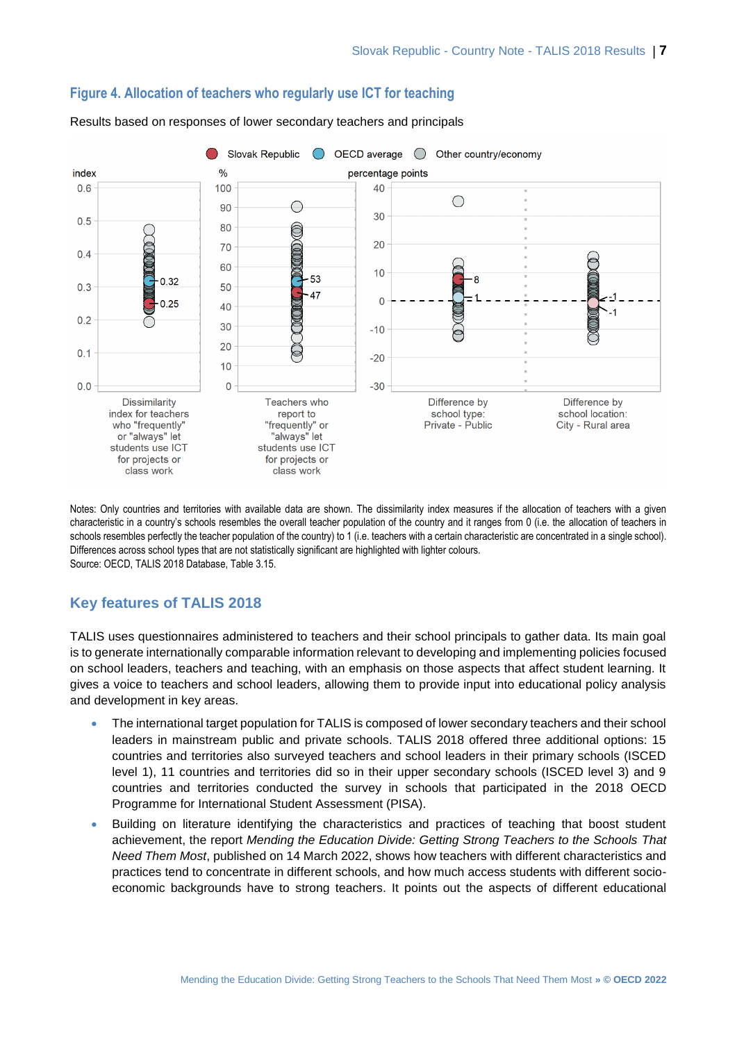### Figure 4. Allocation of teachers who regularly use ICT for teaching

Results based on responses of lower secondary teachers and principals

Notes: Only countries and territories with available data are shown. The dissimilarity index measures if the allocation of teachers with a given characteristic in a country's schools resembles the overall teacher population of the country and it ranges from 0 (i.e. the allocation of teachers in schools resembles perfectly the teacher population of the country) to 1 (i.e. teachers with a certain characteristic are concentrated in a single school). Differences across school types that are not statistically significant are highlighted with lighter colours.
Source: OECD, TALIS 2018 Database, Table 3.15.

## Key features of TALIS 2018

TALIS uses questionnaires administered to teachers and their school principals to gather data. Its main goal is to generate internationally comparable information relevant to developing and implementing policies focused on school leaders, teachers and teaching, with an emphasis on those aspects that affect student learning. It gives a voice to teachers and school leaders, allowing them to provide input into educational policy analysis and development in key areas.

- The international target population for TALIS is composed of lower secondary teachers and their school leaders in mainstream public and private schools. TALIS 2018 offered three additional options: 15 countries and territories also surveyed teachers and school leaders in their primary schools (ISCED level 1), 11 countries and territories did so in their upper secondary schools (ISCED level 3) and 9 countries and territories conducted the survey in schools that participated in the 2018 OECD Programme for International Student Assessment (PISA).
- Building on literature identifying the characteristics and practices of teaching that boost student achievement, the report *Mending the Education Divide: Getting Strong Teachers to the Schools That Need Them Most*, published on 14 March 2022, shows how teachers with different characteristics and practices tend to concentrate in different schools, and how much access students with different socio-economic backgrounds have to strong teachers. It points out the aspects of different educational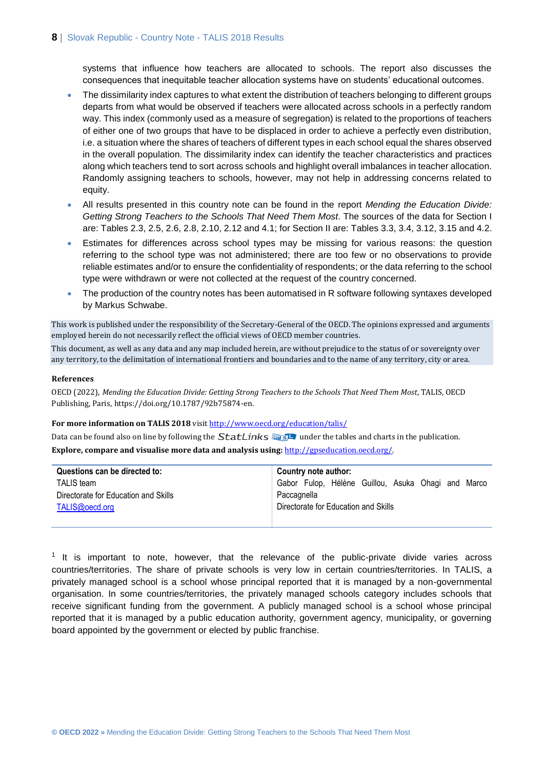systems that influence how teachers are allocated to schools. The report also discusses the consequences that inequitable teacher allocation systems have on students' educational outcomes.

- The dissimilarity index captures to what extent the distribution of teachers belonging to different groups departs from what would be observed if teachers were allocated across schools in a perfectly random way. This index (commonly used as a measure of segregation) is related to the proportions of teachers of either one of two groups that have to be displaced in order to achieve a perfectly even distribution, i.e. a situation where the shares of teachers of different types in each school equal the shares observed in the overall population. The dissimilarity index can identify the teacher characteristics and practices along which teachers tend to sort across schools and highlight overall imbalances in teacher allocation. Randomly assigning teachers to schools, however, may not help in addressing concerns related to equity.
- All results presented in this country note can be found in the report *Mending the Education Divide: Getting Strong Teachers to the Schools That Need Them Most*. The sources of the data for Section I are: Tables 2.3, 2.5, 2.6, 2.8, 2.10, 2.12 and 4.1; for Section II are: Tables 3.3, 3.4, 3.12, 3.15 and 4.2.
- Estimates for differences across school types may be missing for various reasons: the question referring to the school type was not administered; there are too few or no observations to provide reliable estimates and/or to ensure the confidentiality of respondents; or the data referring to the school type were withdrawn or were not collected at the request of the country concerned.
- The production of the country notes has been automatised in R software following syntaxes developed by Markus Schwabe.

This work is published under the responsibility of the Secretary-General of the OECD. The opinions expressed and arguments employed herein do not necessarily reflect the official views of OECD member countries.

This document, as well as any data and any map included herein, are without prejudice to the status of or sovereignty over any territory, to the delimitation of international frontiers and boundaries and to the name of any territory, city or area.

**References**

OECD (2022), *Mending the Education Divide: Getting Strong Teachers to the Schools That Need Them Most*, TALIS, OECD Publishing, Paris, https://doi.org/10.1787/92b75874-en.

**For more information on TALIS 2018** visit http://www.oecd.org/education/talis/

Data can be found also on line by following the StatLinks under the tables and charts in the publication.

**Explore, compare and visualise more data and analysis using:** http://gpseducation.oecd.org/.

| **Questions can be directed to:** | **Country note author:** |
|---|---|
| TALIS team<br>Directorate for Education and Skills<br>TALIS@oecd.org | Gabor Fulop, Hélène Guillou, Asuka Ohagi and Marco Paccagnella<br>Directorate for Education and Skills |

[1] It is important to note, however, that the relevance of the public-private divide varies across countries/territories. The share of private schools is very low in certain countries/territories. In TALIS, a privately managed school is a school whose principal reported that it is managed by a non-governmental organisation. In some countries/territories, the privately managed schools category includes schools that receive significant funding from the government. A publicly managed school is a school whose principal reported that it is managed by a public education authority, government agency, municipality, or governing board appointed by the government or elected by public franchise.